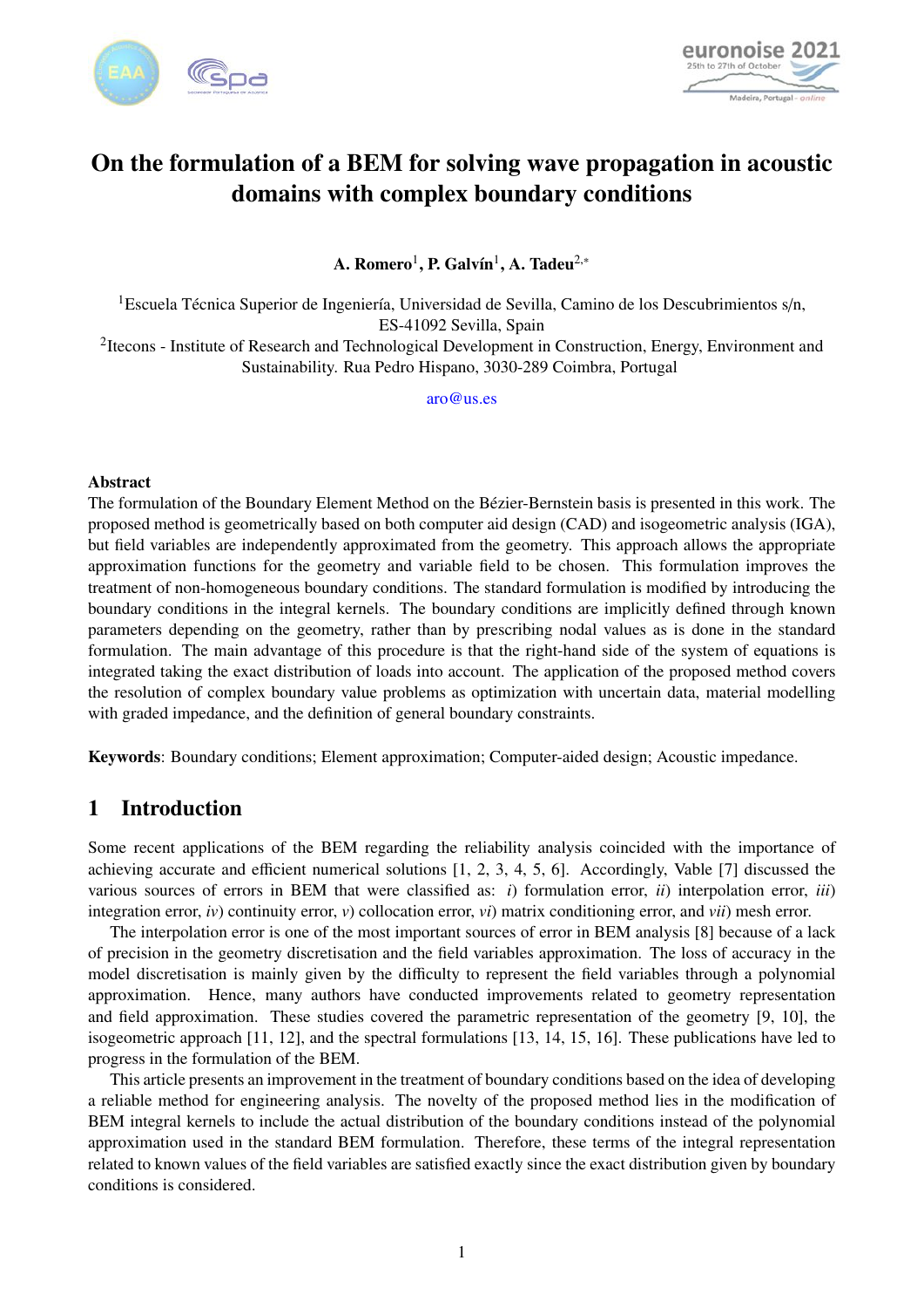# On the formulation of a BEM for solving wave propagation in acoustic domains with complex boundary conditions

**A. Romero**[1], **P. Galvín**[1], **A. Tadeu**[2,*]

[1]Escuela Técnica Superior de Ingeniería, Universidad de Sevilla, Camino de los Descubrimientos s/n, ES-41092 Sevilla, Spain

[2]Itecons - Institute of Research and Technological Development in Construction, Energy, Environment and Sustainability. Rua Pedro Hispano, 3030-289 Coimbra, Portugal

aro@us.es

### Abstract

The formulation of the Boundary Element Method on the Bézier-Bernstein basis is presented in this work. The proposed method is geometrically based on both computer aid design (CAD) and isogeometric analysis (IGA), but field variables are independently approximated from the geometry. This approach allows the appropriate approximation functions for the geometry and variable field to be chosen. This formulation improves the treatment of non-homogeneous boundary conditions. The standard formulation is modified by introducing the boundary conditions in the integral kernels. The boundary conditions are implicitly defined through known parameters depending on the geometry, rather than by prescribing nodal values as is done in the standard formulation. The main advantage of this procedure is that the right-hand side of the system of equations is integrated taking the exact distribution of loads into account. The application of the proposed method covers the resolution of complex boundary value problems as optimization with uncertain data, material modelling with graded impedance, and the definition of general boundary constraints.

**Keywords**: Boundary conditions; Element approximation; Computer-aided design; Acoustic impedance.

## 1 Introduction

Some recent applications of the BEM regarding the reliability analysis coincided with the importance of achieving accurate and efficient numerical solutions [1, 2, 3, 4, 5, 6]. Accordingly, Vable [7] discussed the various sources of errors in BEM that were classified as: *i*) formulation error, *ii*) interpolation error, *iii*) integration error, *iv*) continuity error, *v*) collocation error, *vi*) matrix conditioning error, and *vii*) mesh error.

The interpolation error is one of the most important sources of error in BEM analysis [8] because of a lack of precision in the geometry discretisation and the field variables approximation. The loss of accuracy in the model discretisation is mainly given by the difficulty to represent the field variables through a polynomial approximation. Hence, many authors have conducted improvements related to geometry representation and field approximation. These studies covered the parametric representation of the geometry [9, 10], the isogeometric approach [11, 12], and the spectral formulations [13, 14, 15, 16]. These publications have led to progress in the formulation of the BEM.

This article presents an improvement in the treatment of boundary conditions based on the idea of developing a reliable method for engineering analysis. The novelty of the proposed method lies in the modification of BEM integral kernels to include the actual distribution of the boundary conditions instead of the polynomial approximation used in the standard BEM formulation. Therefore, these terms of the integral representation related to known values of the field variables are satisfied exactly since the exact distribution given by boundary conditions is considered.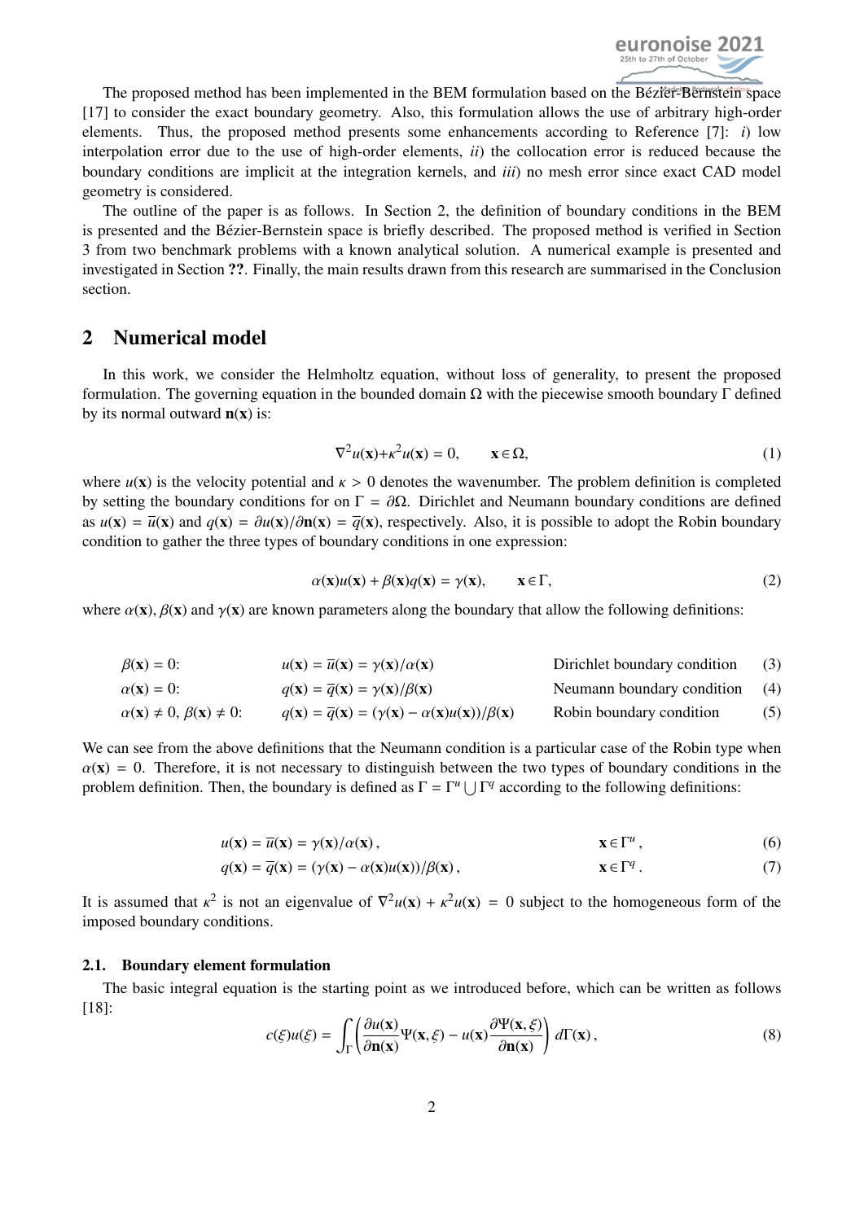The proposed method has been implemented in the BEM formulation based on the Bézier-Bernstein space [17] to consider the exact boundary geometry. Also, this formulation allows the use of arbitrary high-order elements. Thus, the proposed method presents some enhancements according to Reference [7]: *i*) low interpolation error due to the use of high-order elements, *ii*) the collocation error is reduced because the boundary conditions are implicit at the integration kernels, and *iii*) no mesh error since exact CAD model geometry is considered.

The outline of the paper is as follows. In Section 2, the definition of boundary conditions in the BEM is presented and the Bézier-Bernstein space is briefly described. The proposed method is verified in Section 3 from two benchmark problems with a known analytical solution. A numerical example is presented and investigated in Section **??**. Finally, the main results drawn from this research are summarised in the Conclusion section.

## 2 Numerical model

In this work, we consider the Helmholtz equation, without loss of generality, to present the proposed formulation. The governing equation in the bounded domain $\Omega$ with the piecewise smooth boundary $\Gamma$ defined by its normal outward $\mathbf{n}(\mathbf{x})$ is:

$$\nabla^2 u(\mathbf{x}) + \kappa^2 u(\mathbf{x}) = 0, \qquad \mathbf{x} \in \Omega, \tag{1}$$

where $u(\mathbf{x})$ is the velocity potential and $\kappa > 0$ denotes the wavenumber. The problem definition is completed by setting the boundary conditions for on $\Gamma = \partial\Omega$. Dirichlet and Neumann boundary conditions are defined as $u(\mathbf{x}) = \overline{u}(\mathbf{x})$ and $q(\mathbf{x}) = \partial u(\mathbf{x})/\partial \mathbf{n}(\mathbf{x}) = \overline{q}(\mathbf{x})$, respectively. Also, it is possible to adopt the Robin boundary condition to gather the three types of boundary conditions in one expression:

$$\alpha(\mathbf{x})u(\mathbf{x}) + \beta(\mathbf{x})q(\mathbf{x}) = \gamma(\mathbf{x}), \qquad \mathbf{x} \in \Gamma, \tag{2}$$

where $\alpha(\mathbf{x})$, $\beta(\mathbf{x})$ and $\gamma(\mathbf{x})$ are known parameters along the boundary that allow the following definitions:

$$\beta(\mathbf{x}) = 0: \qquad u(\mathbf{x}) = \overline{u}(\mathbf{x}) = \gamma(\mathbf{x})/\alpha(\mathbf{x}) \qquad \text{Dirichlet boundary condition} \tag{3}$$

$$\alpha(\mathbf{x}) = 0: \qquad q(\mathbf{x}) = \overline{q}(\mathbf{x}) = \gamma(\mathbf{x})/\beta(\mathbf{x}) \qquad \text{Neumann boundary condition} \tag{4}$$

$$\alpha(\mathbf{x}) \neq 0,\ \beta(\mathbf{x}) \neq 0: \qquad q(\mathbf{x}) = \overline{q}(\mathbf{x}) = (\gamma(\mathbf{x}) - \alpha(\mathbf{x})u(\mathbf{x}))/\beta(\mathbf{x}) \qquad \text{Robin boundary condition} \tag{5}$$

We can see from the above definitions that the Neumann condition is a particular case of the Robin type when $\alpha(\mathbf{x}) = 0$. Therefore, it is not necessary to distinguish between the two types of boundary conditions in the problem definition. Then, the boundary is defined as $\Gamma = \Gamma^u \bigcup \Gamma^q$ according to the following definitions:

$$u(\mathbf{x}) = \overline{u}(\mathbf{x}) = \gamma(\mathbf{x})/\alpha(\mathbf{x})\,, \qquad \mathbf{x} \in \Gamma^u\,, \tag{6}$$

$$q(\mathbf{x}) = \overline{q}(\mathbf{x}) = (\gamma(\mathbf{x}) - \alpha(\mathbf{x})u(\mathbf{x}))/\beta(\mathbf{x})\,, \qquad \mathbf{x} \in \Gamma^q\,. \tag{7}$$

It is assumed that $\kappa^2$ is not an eigenvalue of $\nabla^2 u(\mathbf{x}) + \kappa^2 u(\mathbf{x}) = 0$ subject to the homogeneous form of the imposed boundary conditions.

### 2.1. Boundary element formulation

The basic integral equation is the starting point as we introduced before, which can be written as follows [18]:

$$c(\xi)u(\xi) = \int_\Gamma \left( \frac{\partial u(\mathbf{x})}{\partial \mathbf{n}(\mathbf{x})} \Psi(\mathbf{x}, \xi) - u(\mathbf{x}) \frac{\partial \Psi(\mathbf{x}, \xi)}{\partial \mathbf{n}(\mathbf{x})} \right) d\Gamma(\mathbf{x})\,, \tag{8}$$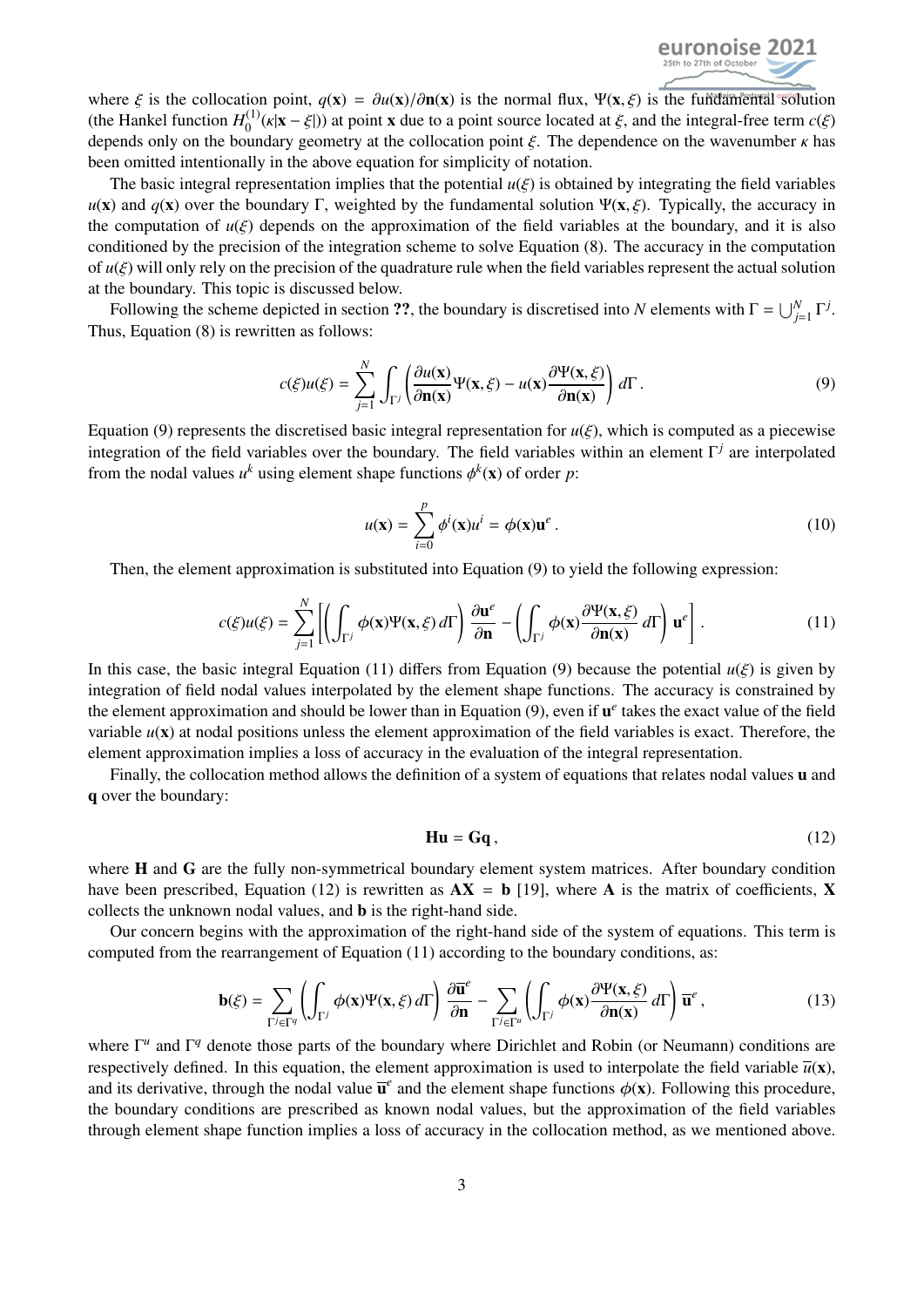where $\xi$ is the collocation point, $q(\mathbf{x}) = \partial u(\mathbf{x})/\partial \mathbf{n}(\mathbf{x})$ is the normal flux, $\Psi(\mathbf{x}, \xi)$ is the fundamental solution (the Hankel function $H_0^{(1)}(\kappa|\mathbf{x} - \xi|)$) at point $\mathbf{x}$ due to a point source located at $\xi$, and the integral-free term $c(\xi)$ depends only on the boundary geometry at the collocation point $\xi$. The dependence on the wavenumber $\kappa$ has been omitted intentionally in the above equation for simplicity of notation.

The basic integral representation implies that the potential $u(\xi)$ is obtained by integrating the field variables $u(\mathbf{x})$ and $q(\mathbf{x})$ over the boundary $\Gamma$, weighted by the fundamental solution $\Psi(\mathbf{x}, \xi)$. Typically, the accuracy in the computation of $u(\xi)$ depends on the approximation of the field variables at the boundary, and it is also conditioned by the precision of the integration scheme to solve Equation (8). The accuracy in the computation of $u(\xi)$ will only rely on the precision of the quadrature rule when the field variables represent the actual solution at the boundary. This topic is discussed below.

Following the scheme depicted in section **??**, the boundary is discretised into $N$ elements with $\Gamma = \bigcup_{j=1}^{N} \Gamma^j$. Thus, Equation (8) is rewritten as follows:

$$c(\xi)u(\xi) = \sum_{j=1}^{N} \int_{\Gamma^j} \left( \frac{\partial u(\mathbf{x})}{\partial \mathbf{n}(\mathbf{x})} \Psi(\mathbf{x}, \xi) - u(\mathbf{x}) \frac{\partial \Psi(\mathbf{x}, \xi)}{\partial \mathbf{n}(\mathbf{x})} \right) d\Gamma \,. \tag{9}$$

Equation (9) represents the discretised basic integral representation for $u(\xi)$, which is computed as a piecewise integration of the field variables over the boundary. The field variables within an element $\Gamma^j$ are interpolated from the nodal values $u^k$ using element shape functions $\phi^k(\mathbf{x})$ of order $p$:

$$u(\mathbf{x}) = \sum_{i=0}^{p} \phi^i(\mathbf{x}) u^i = \phi(\mathbf{x}) \mathbf{u}^e \,. \tag{10}$$

Then, the element approximation is substituted into Equation (9) to yield the following expression:

$$c(\xi)u(\xi) = \sum_{j=1}^{N} \left[ \left( \int_{\Gamma^j} \phi(\mathbf{x}) \Psi(\mathbf{x}, \xi) \, d\Gamma \right) \frac{\partial \mathbf{u}^e}{\partial \mathbf{n}} - \left( \int_{\Gamma^j} \phi(\mathbf{x}) \frac{\partial \Psi(\mathbf{x}, \xi)}{\partial \mathbf{n}(\mathbf{x})} \, d\Gamma \right) \mathbf{u}^e \right] . \tag{11}$$

In this case, the basic integral Equation (11) differs from Equation (9) because the potential $u(\xi)$ is given by integration of field nodal values interpolated by the element shape functions. The accuracy is constrained by the element approximation and should be lower than in Equation (9), even if $\mathbf{u}^e$ takes the exact value of the field variable $u(\mathbf{x})$ at nodal positions unless the element approximation of the field variables is exact. Therefore, the element approximation implies a loss of accuracy in the evaluation of the integral representation.

Finally, the collocation method allows the definition of a system of equations that relates nodal values $\mathbf{u}$ and $\mathbf{q}$ over the boundary:

$$\mathbf{H}\mathbf{u} = \mathbf{G}\mathbf{q} \,, \tag{12}$$

where $\mathbf{H}$ and $\mathbf{G}$ are the fully non-symmetrical boundary element system matrices. After boundary condition have been prescribed, Equation (12) is rewritten as $\mathbf{A}\mathbf{X} = \mathbf{b}$ [19], where $\mathbf{A}$ is the matrix of coefficients, $\mathbf{X}$ collects the unknown nodal values, and $\mathbf{b}$ is the right-hand side.

Our concern begins with the approximation of the right-hand side of the system of equations. This term is computed from the rearrangement of Equation (11) according to the boundary conditions, as:

$$\mathbf{b}(\xi) = \sum_{\Gamma^j \in \Gamma^q} \left( \int_{\Gamma^j} \phi(\mathbf{x}) \Psi(\mathbf{x}, \xi) \, d\Gamma \right) \frac{\partial \overline{\mathbf{u}}^e}{\partial \mathbf{n}} - \sum_{\Gamma^j \in \Gamma^u} \left( \int_{\Gamma^j} \phi(\mathbf{x}) \frac{\partial \Psi(\mathbf{x}, \xi)}{\partial \mathbf{n}(\mathbf{x})} \, d\Gamma \right) \overline{\mathbf{u}}^e \,, \tag{13}$$

where $\Gamma^u$ and $\Gamma^q$ denote those parts of the boundary where Dirichlet and Robin (or Neumann) conditions are respectively defined. In this equation, the element approximation is used to interpolate the field variable $\overline{u}(\mathbf{x})$, and its derivative, through the nodal value $\overline{\mathbf{u}}^e$ and the element shape functions $\phi(\mathbf{x})$. Following this procedure, the boundary conditions are prescribed as known nodal values, but the approximation of the field variables through element shape function implies a loss of accuracy in the collocation method, as we mentioned above.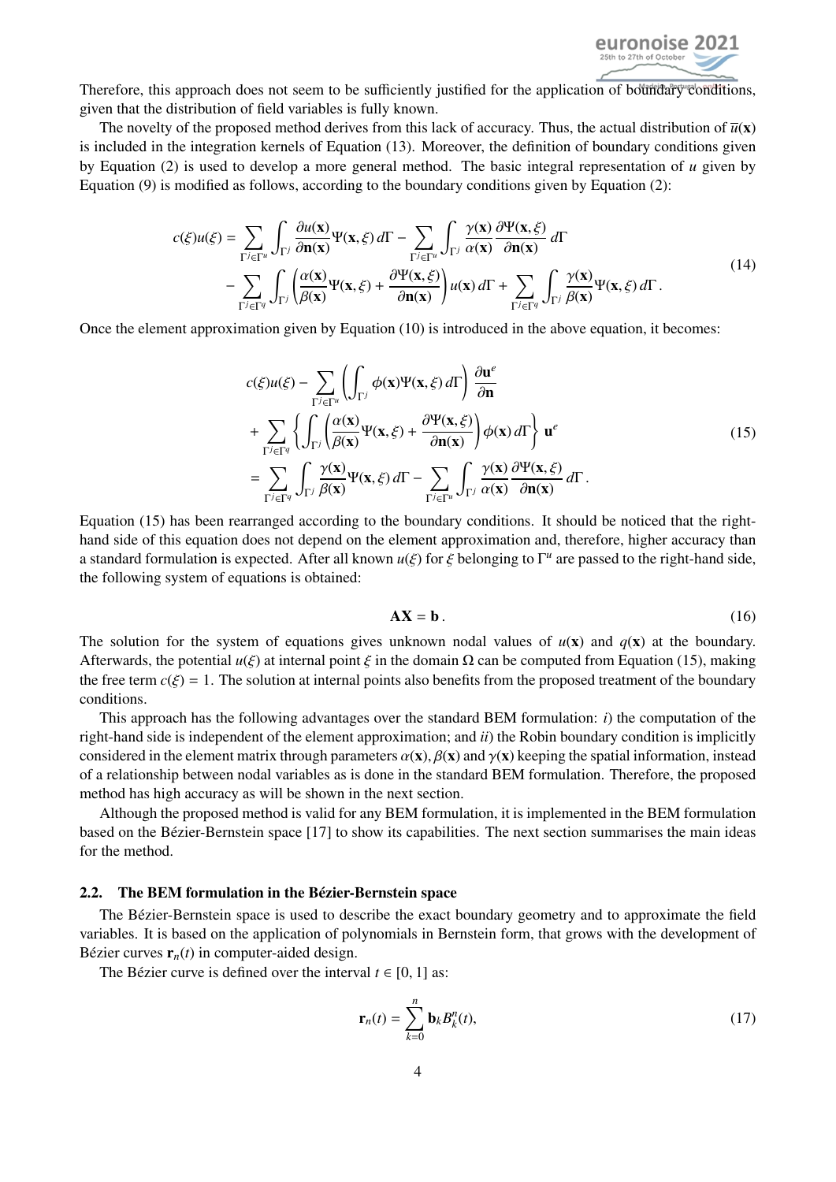Therefore, this approach does not seem to be sufficiently justified for the application of boundary conditions, given that the distribution of field variables is fully known.

The novelty of the proposed method derives from this lack of accuracy. Thus, the actual distribution of $\overline{u}(\mathbf{x})$ is included in the integration kernels of Equation (13). Moreover, the definition of boundary conditions given by Equation (2) is used to develop a more general method. The basic integral representation of $u$ given by Equation (9) is modified as follows, according to the boundary conditions given by Equation (2):

$$
\begin{aligned}
c(\xi)u(\xi) = &\sum_{\Gamma^j \in \Gamma^u} \int_{\Gamma^j} \frac{\partial u(\mathbf{x})}{\partial \mathbf{n}(\mathbf{x})} \Psi(\mathbf{x}, \xi)\, d\Gamma - \sum_{\Gamma^j \in \Gamma^u} \int_{\Gamma^j} \frac{\gamma(\mathbf{x})}{\alpha(\mathbf{x})} \frac{\partial \Psi(\mathbf{x}, \xi)}{\partial \mathbf{n}(\mathbf{x})}\, d\Gamma \\
&- \sum_{\Gamma^j \in \Gamma^q} \int_{\Gamma^j} \left( \frac{\alpha(\mathbf{x})}{\beta(\mathbf{x})} \Psi(\mathbf{x}, \xi) + \frac{\partial \Psi(\mathbf{x}, \xi)}{\partial \mathbf{n}(\mathbf{x})} \right) u(\mathbf{x})\, d\Gamma + \sum_{\Gamma^j \in \Gamma^q} \int_{\Gamma^j} \frac{\gamma(\mathbf{x})}{\beta(\mathbf{x})} \Psi(\mathbf{x}, \xi)\, d\Gamma\,.
\end{aligned}
\tag{14}
$$

Once the element approximation given by Equation (10) is introduced in the above equation, it becomes:

$$
\begin{aligned}
& c(\xi)u(\xi) - \sum_{\Gamma^j \in \Gamma^u} \left( \int_{\Gamma^j} \phi(\mathbf{x}) \Psi(\mathbf{x}, \xi)\, d\Gamma \right) \frac{\partial \mathbf{u}^e}{\partial \mathbf{n}} \\
&+ \sum_{\Gamma^j \in \Gamma^q} \left\{ \int_{\Gamma^j} \left( \frac{\alpha(\mathbf{x})}{\beta(\mathbf{x})} \Psi(\mathbf{x}, \xi) + \frac{\partial \Psi(\mathbf{x}, \xi)}{\partial \mathbf{n}(\mathbf{x})} \right) \phi(\mathbf{x})\, d\Gamma \right\} \mathbf{u}^e \\
&= \sum_{\Gamma^j \in \Gamma^q} \int_{\Gamma^j} \frac{\gamma(\mathbf{x})}{\beta(\mathbf{x})} \Psi(\mathbf{x}, \xi)\, d\Gamma - \sum_{\Gamma^j \in \Gamma^u} \int_{\Gamma^j} \frac{\gamma(\mathbf{x})}{\alpha(\mathbf{x})} \frac{\partial \Psi(\mathbf{x}, \xi)}{\partial \mathbf{n}(\mathbf{x})}\, d\Gamma\,.
\end{aligned}
\tag{15}
$$

Equation (15) has been rearranged according to the boundary conditions. It should be noticed that the right-hand side of this equation does not depend on the element approximation and, therefore, higher accuracy than a standard formulation is expected. After all known $u(\xi)$ for $\xi$ belonging to $\Gamma^u$ are passed to the right-hand side, the following system of equations is obtained:

$$
\mathbf{A}\mathbf{X} = \mathbf{b}\,. \tag{16}
$$

The solution for the system of equations gives unknown nodal values of $u(\mathbf{x})$ and $q(\mathbf{x})$ at the boundary. Afterwards, the potential $u(\xi)$ at internal point $\xi$ in the domain $\Omega$ can be computed from Equation (15), making the free term $c(\xi) = 1$. The solution at internal points also benefits from the proposed treatment of the boundary conditions.

This approach has the following advantages over the standard BEM formulation: *i*) the computation of the right-hand side is independent of the element approximation; and *ii*) the Robin boundary condition is implicitly considered in the element matrix through parameters $\alpha(\mathbf{x}), \beta(\mathbf{x})$ and $\gamma(\mathbf{x})$ keeping the spatial information, instead of a relationship between nodal variables as is done in the standard BEM formulation. Therefore, the proposed method has high accuracy as will be shown in the next section.

Although the proposed method is valid for any BEM formulation, it is implemented in the BEM formulation based on the Bézier-Bernstein space [17] to show its capabilities. The next section summarises the main ideas for the method.

### 2.2. The BEM formulation in the Bézier-Bernstein space

The Bézier-Bernstein space is used to describe the exact boundary geometry and to approximate the field variables. It is based on the application of polynomials in Bernstein form, that grows with the development of Bézier curves $\mathbf{r}_n(t)$ in computer-aided design.

The Bézier curve is defined over the interval $t \in [0, 1]$ as:

$$
\mathbf{r}_n(t) = \sum_{k=0}^{n} \mathbf{b}_k B_k^n(t), \tag{17}
$$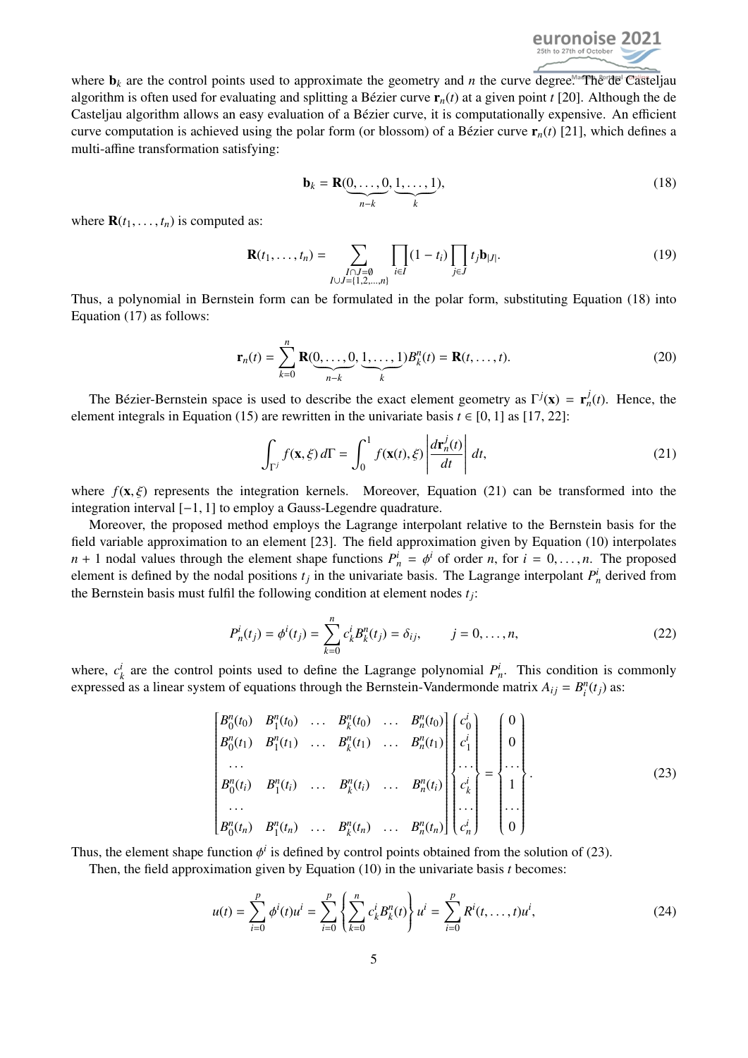where $\mathbf{b}_k$ are the control points used to approximate the geometry and $n$ the curve degree. The de Casteljau algorithm is often used for evaluating and splitting a Bézier curve $\mathbf{r}_n(t)$ at a given point $t$ [20]. Although the de Casteljau algorithm allows an easy evaluation of a Bézier curve, it is computationally expensive. An efficient curve computation is achieved using the polar form (or blossom) of a Bézier curve $\mathbf{r}_n(t)$ [21], which defines a multi-affine transformation satisfying:

$$\mathbf{b}_k = \mathbf{R}(\underbrace{0,\ldots,0}_{n-k},\underbrace{1,\ldots,1}_{k}), \tag{18}$$

where $\mathbf{R}(t_1,\ldots,t_n)$ is computed as:

$$\mathbf{R}(t_1,\ldots,t_n) = \sum_{\substack{I\cap J=\emptyset \\ I\cup J=\{1,2,\ldots,n\}}} \prod_{i\in I}(1-t_i)\prod_{j\in J} t_j \mathbf{b}_{|J|}. \tag{19}$$

Thus, a polynomial in Bernstein form can be formulated in the polar form, substituting Equation (18) into Equation (17) as follows:

$$\mathbf{r}_n(t) = \sum_{k=0}^{n} \mathbf{R}(\underbrace{0,\ldots,0}_{n-k},\underbrace{1,\ldots,1}_{k}) B_k^n(t) = \mathbf{R}(t,\ldots,t). \tag{20}$$

The Bézier-Bernstein space is used to describe the exact element geometry as $\Gamma^j(\mathbf{x}) = \mathbf{r}_n^j(t)$. Hence, the element integrals in Equation (15) are rewritten in the univariate basis $t \in [0,1]$ as [17, 22]:

$$\int_{\Gamma^j} f(\mathbf{x},\xi)\, d\Gamma = \int_0^1 f(\mathbf{x}(t),\xi) \left| \frac{d\mathbf{r}_n^j(t)}{dt} \right| dt, \tag{21}$$

where $f(\mathbf{x},\xi)$ represents the integration kernels. Moreover, Equation (21) can be transformed into the integration interval $[-1,1]$ to employ a Gauss-Legendre quadrature.

Moreover, the proposed method employs the Lagrange interpolant relative to the Bernstein basis for the field variable approximation to an element [23]. The field approximation given by Equation (10) interpolates $n+1$ nodal values through the element shape functions $P_n^i = \phi^i$ of order $n$, for $i = 0,\ldots,n$. The proposed element is defined by the nodal positions $t_j$ in the univariate basis. The Lagrange interpolant $P_n^i$ derived from the Bernstein basis must fulfil the following condition at element nodes $t_j$:

$$P_n^i(t_j) = \phi^i(t_j) = \sum_{k=0}^{n} c_k^i B_k^n(t_j) = \delta_{ij}, \qquad j = 0,\ldots,n, \tag{22}$$

where, $c_k^i$ are the control points used to define the Lagrange polynomial $P_n^i$. This condition is commonly expressed as a linear system of equations through the Bernstein-Vandermonde matrix $A_{ij} = B_i^n(t_j)$ as:

$$\begin{bmatrix} B_0^n(t_0) & B_1^n(t_0) & \ldots & B_k^n(t_0) & \ldots & B_n^n(t_0) \\ B_0^n(t_1) & B_1^n(t_1) & \ldots & B_k^n(t_1) & \ldots & B_n^n(t_1) \\ \ldots & & & & & \\ B_0^n(t_i) & B_1^n(t_i) & \ldots & B_k^n(t_i) & \ldots & B_n^n(t_i) \\ \ldots & & & & & \\ B_0^n(t_n) & B_1^n(t_n) & \ldots & B_k^n(t_n) & \ldots & B_n^n(t_n) \end{bmatrix} \begin{Bmatrix} c_0^i \\ c_1^i \\ \ldots \\ c_k^i \\ \ldots \\ c_n^i \end{Bmatrix} = \begin{Bmatrix} 0 \\ 0 \\ \ldots \\ 1 \\ \ldots \\ 0 \end{Bmatrix}. \tag{23}$$

Thus, the element shape function $\phi^i$ is defined by control points obtained from the solution of (23).

Then, the field approximation given by Equation (10) in the univariate basis $t$ becomes:

$$u(t) = \sum_{i=0}^{p} \phi^i(t) u^i = \sum_{i=0}^{p} \left\{ \sum_{k=0}^{n} c_k^i B_k^n(t) \right\} u^i = \sum_{i=0}^{p} R^i(t,\ldots,t) u^i, \tag{24}$$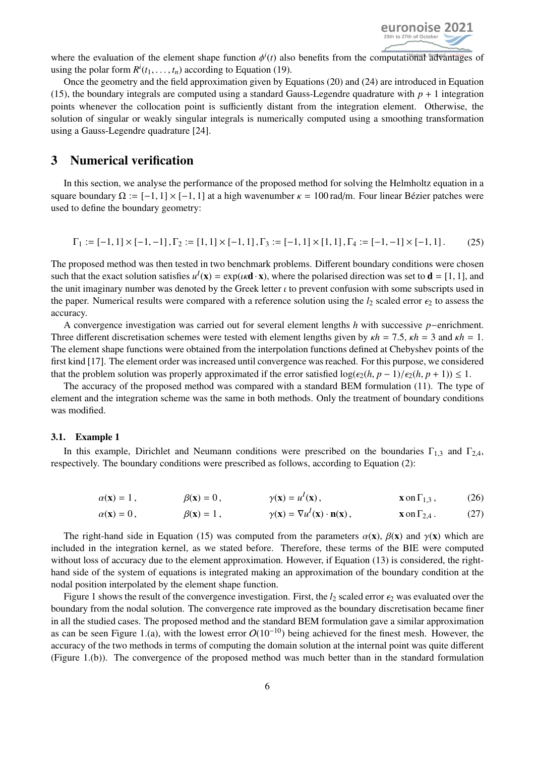where the evaluation of the element shape function $\phi^i(t)$ also benefits from the computational advantages of using the polar form $R^i(t_1, \ldots, t_n)$ according to Equation (19).

Once the geometry and the field approximation given by Equations (20) and (24) are introduced in Equation (15), the boundary integrals are computed using a standard Gauss-Legendre quadrature with $p+1$ integration points whenever the collocation point is sufficiently distant from the integration element. Otherwise, the solution of singular or weakly singular integrals is numerically computed using a smoothing transformation using a Gauss-Legendre quadrature [24].

# 3 Numerical verification

In this section, we analyse the performance of the proposed method for solving the Helmholtz equation in a square boundary $\Omega := [-1, 1] \times [-1, 1]$ at a high wavenumber $\kappa = 100$ rad/m. Four linear Bézier patches were used to define the boundary geometry:

$$\Gamma_1 := [-1, 1] \times [-1, -1]\,, \Gamma_2 := [1, 1] \times [-1, 1]\,, \Gamma_3 := [-1, 1] \times [1, 1]\,, \Gamma_4 := [-1, -1] \times [-1, 1]\,. \tag{25}$$

The proposed method was then tested in two benchmark problems. Different boundary conditions were chosen such that the exact solution satisfies $u^I(\mathbf{x}) = \exp(\iota\kappa\mathbf{d} \cdot \mathbf{x})$, where the polarised direction was set to $\mathbf{d} = [1, 1]$, and the unit imaginary number was denoted by the Greek letter $\iota$ to prevent confusion with some subscripts used in the paper. Numerical results were compared with a reference solution using the $l_2$ scaled error $\epsilon_2$ to assess the accuracy.

A convergence investigation was carried out for several element lengths $h$ with successive $p-$enrichment. Three different discretisation schemes were tested with element lengths given by $\kappa h = 7.5$, $\kappa h = 3$ and $\kappa h = 1$. The element shape functions were obtained from the interpolation functions defined at Chebyshev points of the first kind [17]. The element order was increased until convergence was reached. For this purpose, we considered that the problem solution was properly approximated if the error satisfied $\log(\epsilon_2(h, p-1)/\epsilon_2(h, p+1)) \leq 1$.

The accuracy of the proposed method was compared with a standard BEM formulation (11). The type of element and the integration scheme was the same in both methods. Only the treatment of boundary conditions was modified.

## 3.1. Example 1

In this example, Dirichlet and Neumann conditions were prescribed on the boundaries $\Gamma_{1,3}$ and $\Gamma_{2,4}$, respectively. The boundary conditions were prescribed as follows, according to Equation (2):

$$\alpha(\mathbf{x}) = 1\,, \qquad \beta(\mathbf{x}) = 0\,, \qquad \gamma(\mathbf{x}) = u^I(\mathbf{x})\,, \qquad \mathbf{x} \text{ on } \Gamma_{1,3}\,, \tag{26}$$

$$\alpha(\mathbf{x}) = 0\,, \qquad \beta(\mathbf{x}) = 1\,, \qquad \gamma(\mathbf{x}) = \nabla u^I(\mathbf{x}) \cdot \mathbf{n}(\mathbf{x})\,, \qquad \mathbf{x} \text{ on } \Gamma_{2,4}\,. \tag{27}$$

The right-hand side in Equation (15) was computed from the parameters $\alpha(\mathbf{x})$, $\beta(\mathbf{x})$ and $\gamma(\mathbf{x})$ which are included in the integration kernel, as we stated before. Therefore, these terms of the BIE were computed without loss of accuracy due to the element approximation. However, if Equation (13) is considered, the right-hand side of the system of equations is integrated making an approximation of the boundary condition at the nodal position interpolated by the element shape function.

Figure 1 shows the result of the convergence investigation. First, the $l_2$ scaled error $\epsilon_2$ was evaluated over the boundary from the nodal solution. The convergence rate improved as the boundary discretisation became finer in all the studied cases. The proposed method and the standard BEM formulation gave a similar approximation as can be seen Figure 1.(a), with the lowest error $O(10^{-10})$ being achieved for the finest mesh. However, the accuracy of the two methods in terms of computing the domain solution at the internal point was quite different (Figure 1.(b)). The convergence of the proposed method was much better than in the standard formulation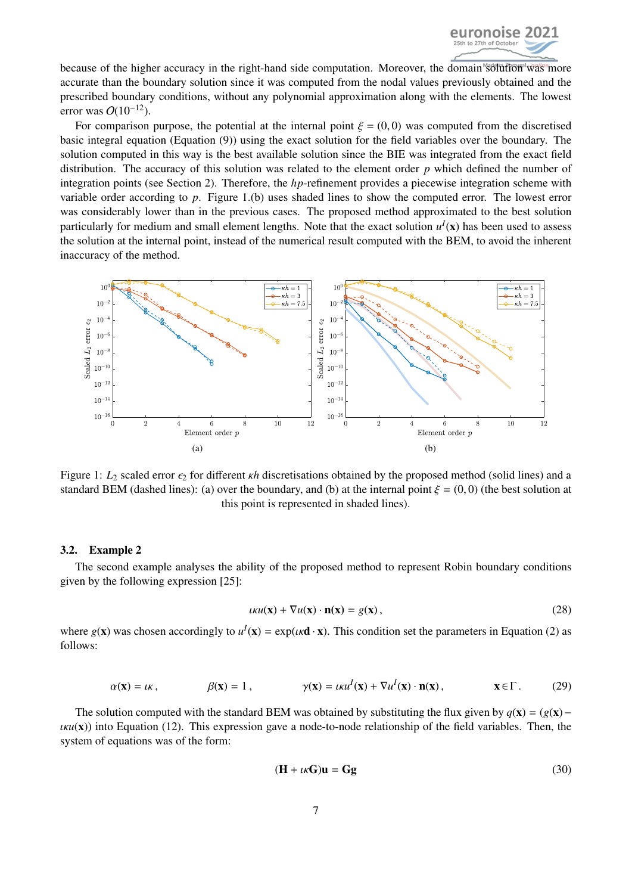because of the higher accuracy in the right-hand side computation. Moreover, the domain solution was more accurate than the boundary solution since it was computed from the nodal values previously obtained and the prescribed boundary conditions, without any polynomial approximation along with the elements. The lowest error was $O(10^{-12})$.

For comparison purpose, the potential at the internal point $\xi = (0, 0)$ was computed from the discretised basic integral equation (Equation (9)) using the exact solution for the field variables over the boundary. The solution computed in this way is the best available solution since the BIE was integrated from the exact field distribution. The accuracy of this solution was related to the element order $p$ which defined the number of integration points (see Section 2). Therefore, the $hp$-refinement provides a piecewise integration scheme with variable order according to $p$. Figure 1.(b) uses shaded lines to show the computed error. The lowest error was considerably lower than in the previous cases. The proposed method approximated to the best solution particularly for medium and small element lengths. Note that the exact solution $u^I(\mathbf{x})$ has been used to assess the solution at the internal point, instead of the numerical result computed with the BEM, to avoid the inherent inaccuracy of the method.

Figure 1: $L_2$ scaled error $\epsilon_2$ for different $\kappa h$ discretisations obtained by the proposed method (solid lines) and a standard BEM (dashed lines): (a) over the boundary, and (b) at the internal point $\xi = (0, 0)$ (the best solution at this point is represented in shaded lines).

### 3.2. Example 2

The second example analyses the ability of the proposed method to represent Robin boundary conditions given by the following expression [25]:

$$\iota\kappa u(\mathbf{x}) + \nabla u(\mathbf{x}) \cdot \mathbf{n}(\mathbf{x}) = g(\mathbf{x})\,, \tag{28}$$

where $g(\mathbf{x})$ was chosen accordingly to $u^I(\mathbf{x}) = \exp(\iota\kappa \mathbf{d} \cdot \mathbf{x})$. This condition set the parameters in Equation (2) as follows:

$$\alpha(\mathbf{x}) = \iota\kappa\,, \qquad \beta(\mathbf{x}) = 1\,, \qquad \gamma(\mathbf{x}) = \iota\kappa u^I(\mathbf{x}) + \nabla u^I(\mathbf{x}) \cdot \mathbf{n}(\mathbf{x})\,, \qquad \mathbf{x} \in \Gamma\,. \tag{29}$$

The solution computed with the standard BEM was obtained by substituting the flux given by $q(\mathbf{x}) = (g(\mathbf{x}) - \iota\kappa u(\mathbf{x}))$ into Equation (12). This expression gave a node-to-node relationship of the field variables. Then, the system of equations was of the form:

$$(\mathbf{H} + \iota\kappa\mathbf{G})\mathbf{u} = \mathbf{G}\mathbf{g} \tag{30}$$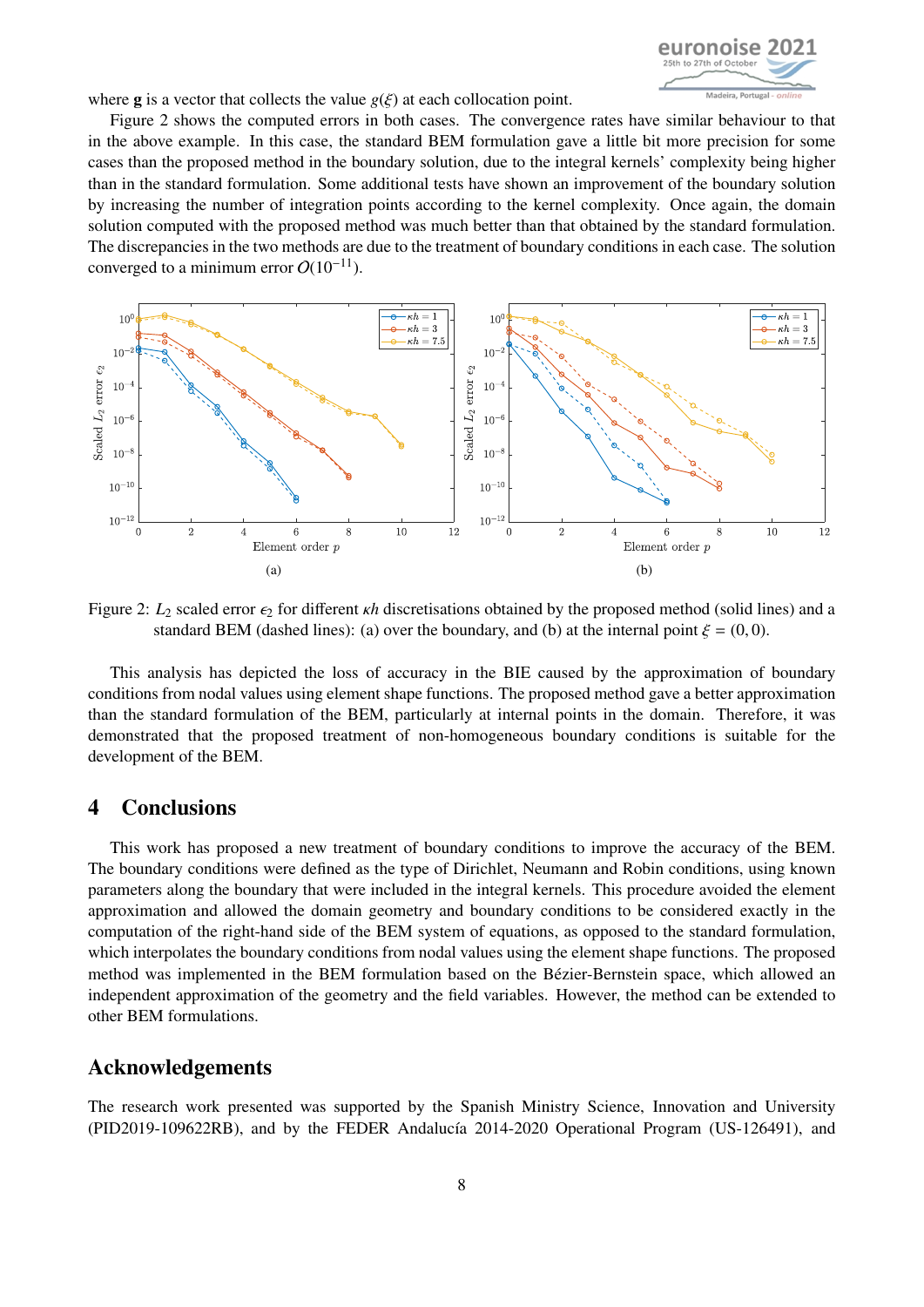where $\mathbf{g}$ is a vector that collects the value $g(\xi)$ at each collocation point.

Figure 2 shows the computed errors in both cases. The convergence rates have similar behaviour to that in the above example. In this case, the standard BEM formulation gave a little bit more precision for some cases than the proposed method in the boundary solution, due to the integral kernels' complexity being higher than in the standard formulation. Some additional tests have shown an improvement of the boundary solution by increasing the number of integration points according to the kernel complexity. Once again, the domain solution computed with the proposed method was much better than that obtained by the standard formulation. The discrepancies in the two methods are due to the treatment of boundary conditions in each case. The solution converged to a minimum error $O(10^{-11})$.

Scaled $L_2$ error $\epsilon_2$
$\kappa h = 1$
$\kappa h = 3$
$\kappa h = 7.5$
$10^0$
$10^{-2}$
$10^{-4}$
$10^{-6}$
$10^{-8}$
$10^{-10}$
$10^{-12}$
0 2 4 6 8 10 12
Element order $p$
(a)

Scaled $L_2$ error $\epsilon_2$
$\kappa h = 1$
$\kappa h = 3$
$\kappa h = 7.5$
$10^0$
$10^{-2}$
$10^{-4}$
$10^{-6}$
$10^{-8}$
$10^{-10}$
$10^{-12}$
0 2 4 6 8 10 12
Element order $p$
(b)

Figure 2: $L_2$ scaled error $\epsilon_2$ for different $\kappa h$ discretisations obtained by the proposed method (solid lines) and a standard BEM (dashed lines): (a) over the boundary, and (b) at the internal point $\xi = (0, 0)$.

This analysis has depicted the loss of accuracy in the BIE caused by the approximation of boundary conditions from nodal values using element shape functions. The proposed method gave a better approximation than the standard formulation of the BEM, particularly at internal points in the domain. Therefore, it was demonstrated that the proposed treatment of non-homogeneous boundary conditions is suitable for the development of the BEM.

## 4 Conclusions

This work has proposed a new treatment of boundary conditions to improve the accuracy of the BEM. The boundary conditions were defined as the type of Dirichlet, Neumann and Robin conditions, using known parameters along the boundary that were included in the integral kernels. This procedure avoided the element approximation and allowed the domain geometry and boundary conditions to be considered exactly in the computation of the right-hand side of the BEM system of equations, as opposed to the standard formulation, which interpolates the boundary conditions from nodal values using the element shape functions. The proposed method was implemented in the BEM formulation based on the Bézier-Bernstein space, which allowed an independent approximation of the geometry and the field variables. However, the method can be extended to other BEM formulations.

## Acknowledgements

The research work presented was supported by the Spanish Ministry Science, Innovation and University (PID2019-109622RB), and by the FEDER Andalucía 2014-2020 Operational Program (US-126491), and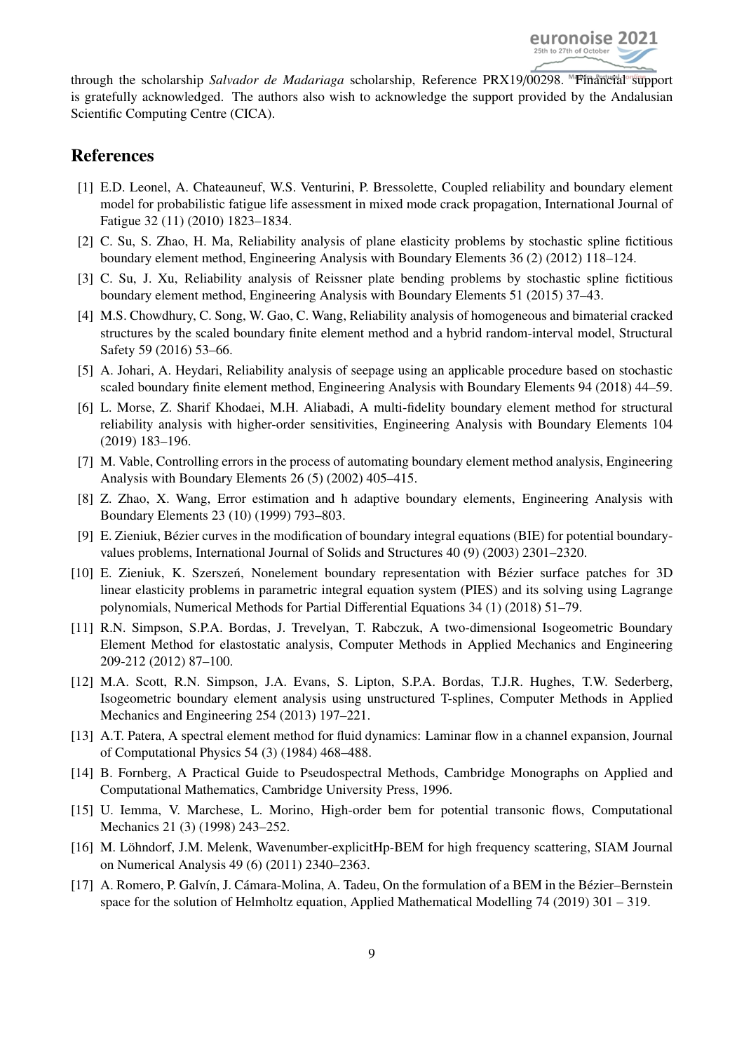through the scholarship *Salvador de Madariaga* scholarship, Reference PRX19/00298. Financial support is gratefully acknowledged. The authors also wish to acknowledge the support provided by the Andalusian Scientific Computing Centre (CICA).

## References

[1] E.D. Leonel, A. Chateauneuf, W.S. Venturini, P. Bressolette, Coupled reliability and boundary element model for probabilistic fatigue life assessment in mixed mode crack propagation, International Journal of Fatigue 32 (11) (2010) 1823–1834.

[2] C. Su, S. Zhao, H. Ma, Reliability analysis of plane elasticity problems by stochastic spline fictitious boundary element method, Engineering Analysis with Boundary Elements 36 (2) (2012) 118–124.

[3] C. Su, J. Xu, Reliability analysis of Reissner plate bending problems by stochastic spline fictitious boundary element method, Engineering Analysis with Boundary Elements 51 (2015) 37–43.

[4] M.S. Chowdhury, C. Song, W. Gao, C. Wang, Reliability analysis of homogeneous and bimaterial cracked structures by the scaled boundary finite element method and a hybrid random-interval model, Structural Safety 59 (2016) 53–66.

[5] A. Johari, A. Heydari, Reliability analysis of seepage using an applicable procedure based on stochastic scaled boundary finite element method, Engineering Analysis with Boundary Elements 94 (2018) 44–59.

[6] L. Morse, Z. Sharif Khodaei, M.H. Aliabadi, A multi-fidelity boundary element method for structural reliability analysis with higher-order sensitivities, Engineering Analysis with Boundary Elements 104 (2019) 183–196.

[7] M. Vable, Controlling errors in the process of automating boundary element method analysis, Engineering Analysis with Boundary Elements 26 (5) (2002) 405–415.

[8] Z. Zhao, X. Wang, Error estimation and h adaptive boundary elements, Engineering Analysis with Boundary Elements 23 (10) (1999) 793–803.

[9] E. Zieniuk, Bézier curves in the modification of boundary integral equations (BIE) for potential boundary-values problems, International Journal of Solids and Structures 40 (9) (2003) 2301–2320.

[10] E. Zieniuk, K. Szerszeń, Nonelement boundary representation with Bézier surface patches for 3D linear elasticity problems in parametric integral equation system (PIES) and its solving using Lagrange polynomials, Numerical Methods for Partial Differential Equations 34 (1) (2018) 51–79.

[11] R.N. Simpson, S.P.A. Bordas, J. Trevelyan, T. Rabczuk, A two-dimensional Isogeometric Boundary Element Method for elastostatic analysis, Computer Methods in Applied Mechanics and Engineering 209-212 (2012) 87–100.

[12] M.A. Scott, R.N. Simpson, J.A. Evans, S. Lipton, S.P.A. Bordas, T.J.R. Hughes, T.W. Sederberg, Isogeometric boundary element analysis using unstructured T-splines, Computer Methods in Applied Mechanics and Engineering 254 (2013) 197–221.

[13] A.T. Patera, A spectral element method for fluid dynamics: Laminar flow in a channel expansion, Journal of Computational Physics 54 (3) (1984) 468–488.

[14] B. Fornberg, A Practical Guide to Pseudospectral Methods, Cambridge Monographs on Applied and Computational Mathematics, Cambridge University Press, 1996.

[15] U. Iemma, V. Marchese, L. Morino, High-order bem for potential transonic flows, Computational Mechanics 21 (3) (1998) 243–252.

[16] M. Löhndorf, J.M. Melenk, Wavenumber-explicitHp-BEM for high frequency scattering, SIAM Journal on Numerical Analysis 49 (6) (2011) 2340–2363.

[17] A. Romero, P. Galvín, J. Cámara-Molina, A. Tadeu, On the formulation of a BEM in the Bézier–Bernstein space for the solution of Helmholtz equation, Applied Mathematical Modelling 74 (2019) 301 – 319.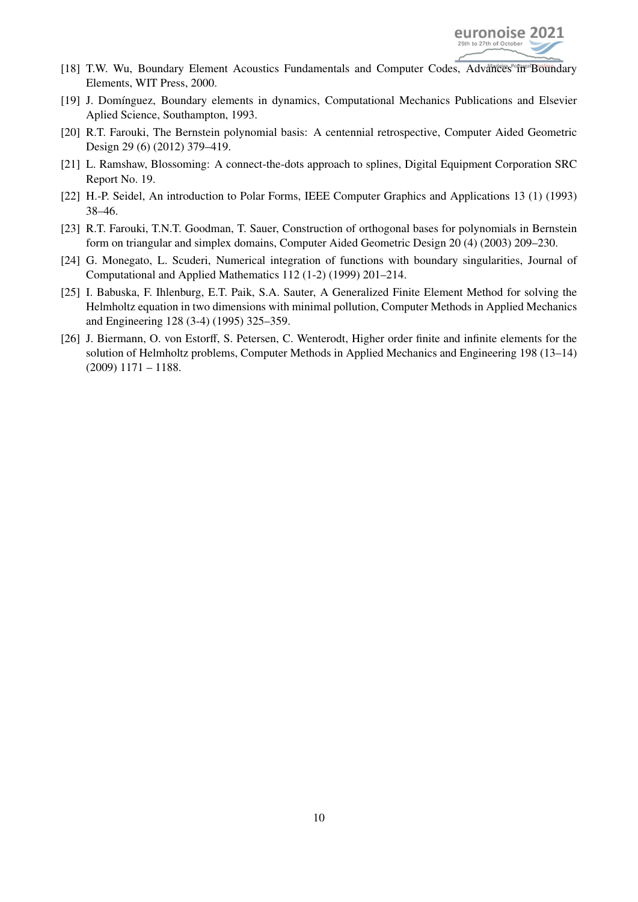[18] T.W. Wu, Boundary Element Acoustics Fundamentals and Computer Codes, Advances in Boundary Elements, WIT Press, 2000.

[19] J. Domínguez, Boundary elements in dynamics, Computational Mechanics Publications and Elsevier Aplied Science, Southampton, 1993.

[20] R.T. Farouki, The Bernstein polynomial basis: A centennial retrospective, Computer Aided Geometric Design 29 (6) (2012) 379–419.

[21] L. Ramshaw, Blossoming: A connect-the-dots approach to splines, Digital Equipment Corporation SRC Report No. 19.

[22] H.-P. Seidel, An introduction to Polar Forms, IEEE Computer Graphics and Applications 13 (1) (1993) 38–46.

[23] R.T. Farouki, T.N.T. Goodman, T. Sauer, Construction of orthogonal bases for polynomials in Bernstein form on triangular and simplex domains, Computer Aided Geometric Design 20 (4) (2003) 209–230.

[24] G. Monegato, L. Scuderi, Numerical integration of functions with boundary singularities, Journal of Computational and Applied Mathematics 112 (1-2) (1999) 201–214.

[25] I. Babuska, F. Ihlenburg, E.T. Paik, S.A. Sauter, A Generalized Finite Element Method for solving the Helmholtz equation in two dimensions with minimal pollution, Computer Methods in Applied Mechanics and Engineering 128 (3-4) (1995) 325–359.

[26] J. Biermann, O. von Estorff, S. Petersen, C. Wenterodt, Higher order finite and infinite elements for the solution of Helmholtz problems, Computer Methods in Applied Mechanics and Engineering 198 (13–14) (2009) 1171 – 1188.